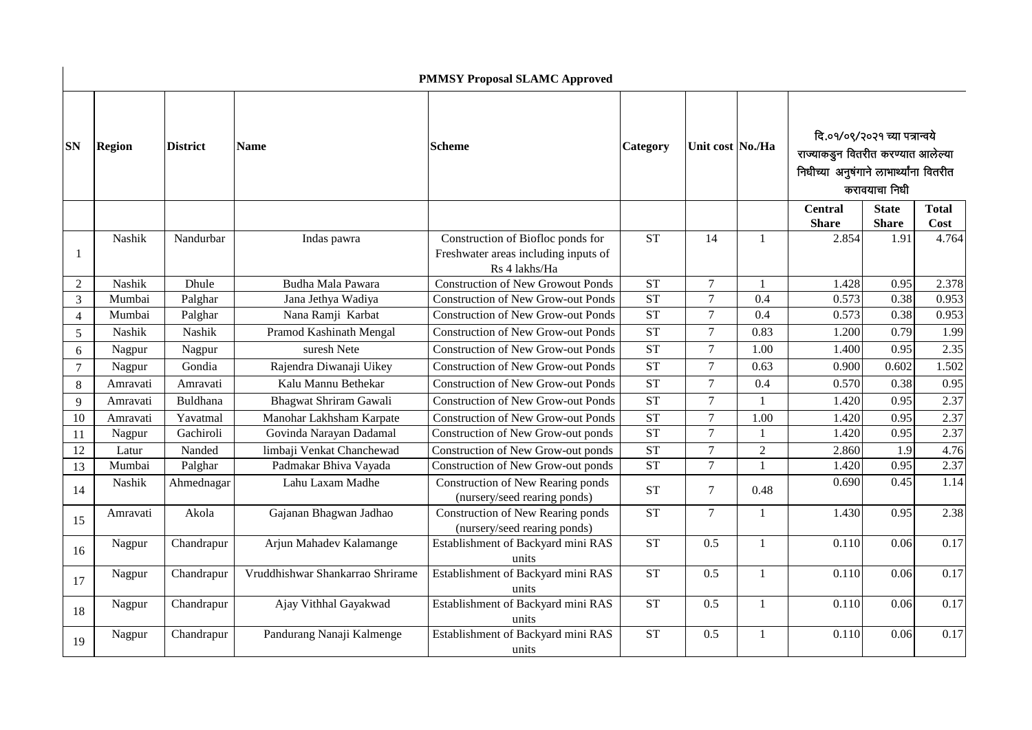**PMMSY Proposal SLAMC Approved**

| SN | Region | District | Name | Scheme | Category | Unit cost | No./Ha | दि.०१/०९/२०२१ च्या पत्रान्वये राज्याकडुन वितरीत करण्यात आलेल्या निधीच्या अनुषंगाने लाभार्थ्यांना वितरीत करावयाचा निधी | | |
|---|---|---|---|---|---|---|---|---|---|---|
| | | | | | | | | **Central Share** | **State Share** | **Total Cost** |
| 1 | Nashik | Nandurbar | Indas pawra | Construction of Biofloc ponds for Freshwater areas including inputs of Rs 4 lakhs/Ha | ST | 14 | 1 | 2.854 | 1.91 | 4.764 |
| 2 | Nashik | Dhule | Budha Mala Pawara | Construction of New Growout Ponds | ST | 7 | 1 | 1.428 | 0.95 | 2.378 |
| 3 | Mumbai | Palghar | Jana Jethya Wadiya | Construction of New Grow-out Ponds | ST | 7 | 0.4 | 0.573 | 0.38 | 0.953 |
| 4 | Mumbai | Palghar | Nana Ramji Karbat | Construction of New Grow-out Ponds | ST | 7 | 0.4 | 0.573 | 0.38 | 0.953 |
| 5 | Nashik | Nashik | Pramod Kashinath Mengal | Construction of New Grow-out Ponds | ST | 7 | 0.83 | 1.200 | 0.79 | 1.99 |
| 6 | Nagpur | Nagpur | suresh Nete | Construction of New Grow-out Ponds | ST | 7 | 1.00 | 1.400 | 0.95 | 2.35 |
| 7 | Nagpur | Gondia | Rajendra Diwanaji Uikey | Construction of New Grow-out Ponds | ST | 7 | 0.63 | 0.900 | 0.602 | 1.502 |
| 8 | Amravati | Amravati | Kalu Mannu Bethekar | Construction of New Grow-out Ponds | ST | 7 | 0.4 | 0.570 | 0.38 | 0.95 |
| 9 | Amravati | Buldhana | Bhagwat Shriram Gawali | Construction of New Grow-out Ponds | ST | 7 | 1 | 1.420 | 0.95 | 2.37 |
| 10 | Amravati | Yavatmal | Manohar Lakhsham Karpate | Construction of New Grow-out Ponds | ST | 7 | 1.00 | 1.420 | 0.95 | 2.37 |
| 11 | Nagpur | Gachiroli | Govinda Narayan Dadamal | Construction of New Grow-out ponds | ST | 7 | 1 | 1.420 | 0.95 | 2.37 |
| 12 | Latur | Nanded | limbaji Venkat Chanchewad | Construction of New Grow-out ponds | ST | 7 | 2 | 2.860 | 1.9 | 4.76 |
| 13 | Mumbai | Palghar | Padmakar Bhiva Vayada | Construction of New Grow-out ponds | ST | 7 | 1 | 1.420 | 0.95 | 2.37 |
| 14 | Nashik | Ahmednagar | Lahu Laxam Madhe | Construction of New Rearing ponds (nursery/seed rearing ponds) | ST | 7 | 0.48 | 0.690 | 0.45 | 1.14 |
| 15 | Amravati | Akola | Gajanan Bhagwan Jadhao | Construction of New Rearing ponds (nursery/seed rearing ponds) | ST | 7 | 1 | 1.430 | 0.95 | 2.38 |
| 16 | Nagpur | Chandrapur | Arjun Mahadev Kalamange | Establishment of Backyard mini RAS units | ST | 0.5 | 1 | 0.110 | 0.06 | 0.17 |
| 17 | Nagpur | Chandrapur | Vruddhishwar Shankarrao Shrirame | Establishment of Backyard mini RAS units | ST | 0.5 | 1 | 0.110 | 0.06 | 0.17 |
| 18 | Nagpur | Chandrapur | Ajay Vithhal Gayakwad | Establishment of Backyard mini RAS units | ST | 0.5 | 1 | 0.110 | 0.06 | 0.17 |
| 19 | Nagpur | Chandrapur | Pandurang Nanaji Kalmenge | Establishment of Backyard mini RAS units | ST | 0.5 | 1 | 0.110 | 0.06 | 0.17 |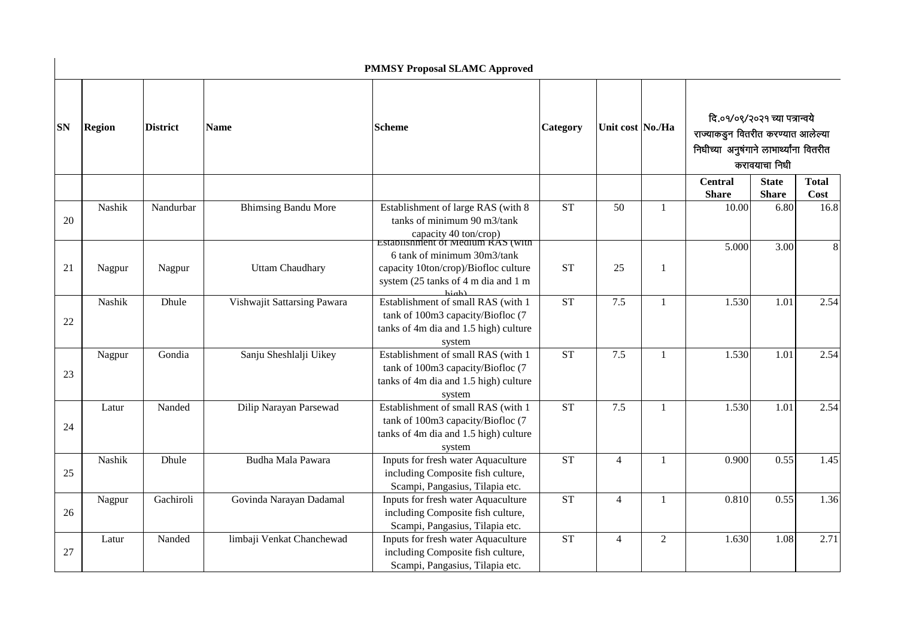**PMMSY Proposal SLAMC Approved**

| SN | Region | District | Name | Scheme | Category | Unit cost | No./Ha | दि.०१/०९/२०२१ च्या पत्रान्वये राज्याकडुन वितरीत करण्यात आलेल्या निधीच्या अनुषंगाने लाभार्थ्यांना वितरीत करावयाचा निधी | | |
|---|---|---|---|---|---|---|---|---|---|---|
| | | | | | | | | Central Share | State Share | Total Cost |
| 20 | Nashik | Nandurbar | Bhimsing Bandu More | Establishment of large RAS (with 8 tanks of minimum 90 m3/tank capacity 40 ton/crop) | ST | 50 | 1 | 10.00 | 6.80 | 16.8 |
| 21 | Nagpur | Nagpur | Uttam Chaudhary | Establishment of Medium RAS (with 6 tank of minimum 30m3/tank capacity 10ton/crop)/Biofloc culture system (25 tanks of 4 m dia and 1 m high) | ST | 25 | 1 | 5.000 | 3.00 | 8 |
| 22 | Nashik | Dhule | Vishwajit Sattarsing Pawara | Establishment of small RAS (with 1 tank of 100m3 capacity/Biofloc (7 tanks of 4m dia and 1.5 high) culture system | ST | 7.5 | 1 | 1.530 | 1.01 | 2.54 |
| 23 | Nagpur | Gondia | Sanju Sheshlalji Uikey | Establishment of small RAS (with 1 tank of 100m3 capacity/Biofloc (7 tanks of 4m dia and 1.5 high) culture system | ST | 7.5 | 1 | 1.530 | 1.01 | 2.54 |
| 24 | Latur | Nanded | Dilip Narayan Parsewad | Establishment of small RAS (with 1 tank of 100m3 capacity/Biofloc (7 tanks of 4m dia and 1.5 high) culture system | ST | 7.5 | 1 | 1.530 | 1.01 | 2.54 |
| 25 | Nashik | Dhule | Budha Mala Pawara | Inputs for fresh water Aquaculture including Composite fish culture, Scampi, Pangasius, Tilapia etc. | ST | 4 | 1 | 0.900 | 0.55 | 1.45 |
| 26 | Nagpur | Gachiroli | Govinda Narayan Dadamal | Inputs for fresh water Aquaculture including Composite fish culture, Scampi, Pangasius, Tilapia etc. | ST | 4 | 1 | 0.810 | 0.55 | 1.36 |
| 27 | Latur | Nanded | limbaji Venkat Chanchewad | Inputs for fresh water Aquaculture including Composite fish culture, Scampi, Pangasius, Tilapia etc. | ST | 4 | 2 | 1.630 | 1.08 | 2.71 |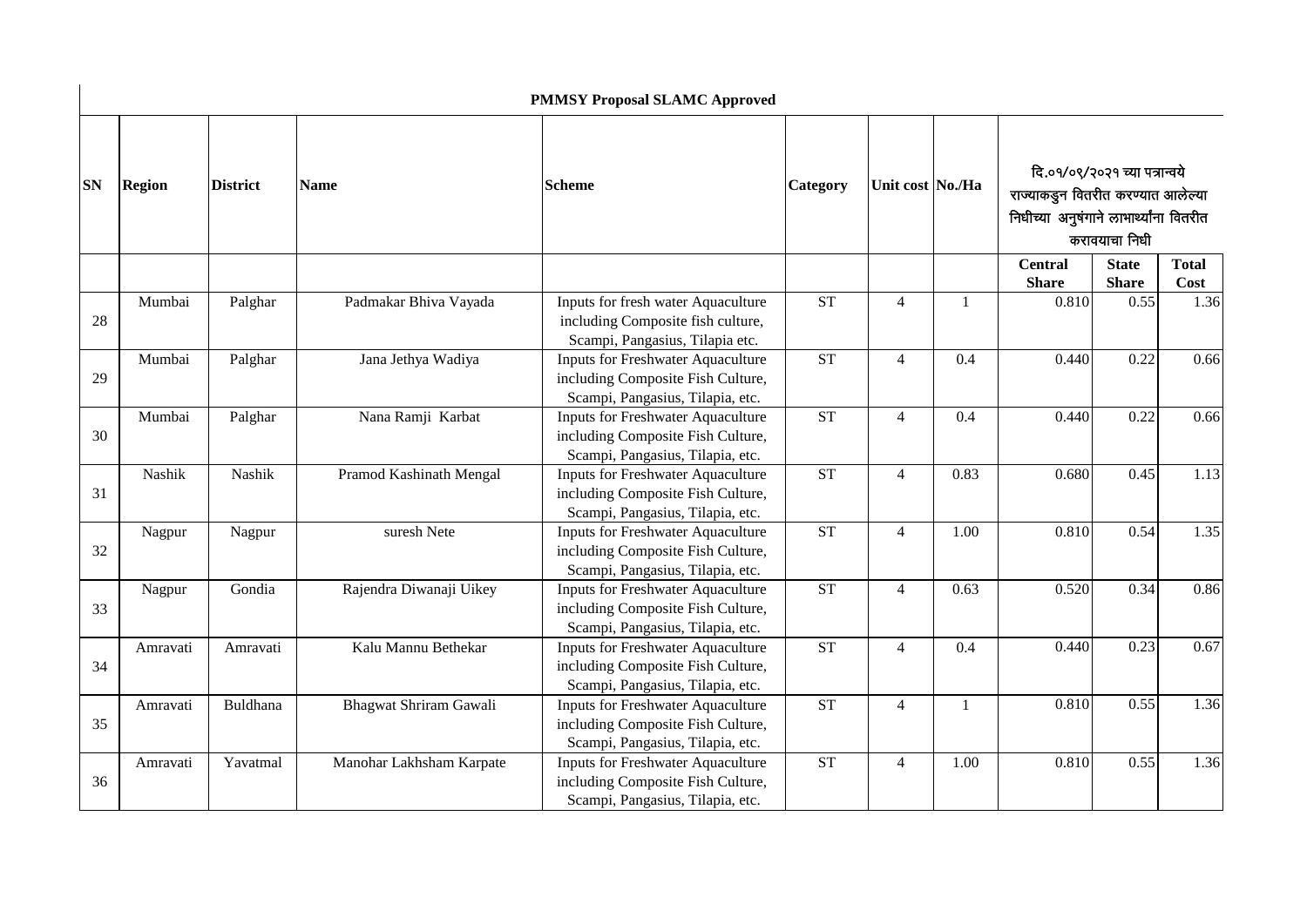**PMMSY Proposal SLAMC Approved**

| SN | Region | District | Name | Scheme | Category | Unit cost | No./Ha | दि.०१/०९/२०२१ च्या पत्रान्वये राज्याकडुन वितरीत करण्यात आलेल्या निधीच्या अनुषंगाने लाभार्थ्यांना वितरीत करावयाचा निधी | | |
|---|---|---|---|---|---|---|---|---|---|---|
| | | | | | | | | **Central Share** | **State Share** | **Total Cost** |
| 28 | Mumbai | Palghar | Padmakar Bhiva Vayada | Inputs for fresh water Aquaculture including Composite fish culture, Scampi, Pangasius, Tilapia etc. | ST | 4 | 1 | 0.810 | 0.55 | 1.36 |
| 29 | Mumbai | Palghar | Jana Jethya Wadiya | Inputs for Freshwater Aquaculture including Composite Fish Culture, Scampi, Pangasius, Tilapia, etc. | ST | 4 | 0.4 | 0.440 | 0.22 | 0.66 |
| 30 | Mumbai | Palghar | Nana Ramji Karbat | Inputs for Freshwater Aquaculture including Composite Fish Culture, Scampi, Pangasius, Tilapia, etc. | ST | 4 | 0.4 | 0.440 | 0.22 | 0.66 |
| 31 | Nashik | Nashik | Pramod Kashinath Mengal | Inputs for Freshwater Aquaculture including Composite Fish Culture, Scampi, Pangasius, Tilapia, etc. | ST | 4 | 0.83 | 0.680 | 0.45 | 1.13 |
| 32 | Nagpur | Nagpur | suresh Nete | Inputs for Freshwater Aquaculture including Composite Fish Culture, Scampi, Pangasius, Tilapia, etc. | ST | 4 | 1.00 | 0.810 | 0.54 | 1.35 |
| 33 | Nagpur | Gondia | Rajendra Diwanaji Uikey | Inputs for Freshwater Aquaculture including Composite Fish Culture, Scampi, Pangasius, Tilapia, etc. | ST | 4 | 0.63 | 0.520 | 0.34 | 0.86 |
| 34 | Amravati | Amravati | Kalu Mannu Bethekar | Inputs for Freshwater Aquaculture including Composite Fish Culture, Scampi, Pangasius, Tilapia, etc. | ST | 4 | 0.4 | 0.440 | 0.23 | 0.67 |
| 35 | Amravati | Buldhana | Bhagwat Shriram Gawali | Inputs for Freshwater Aquaculture including Composite Fish Culture, Scampi, Pangasius, Tilapia, etc. | ST | 4 | 1 | 0.810 | 0.55 | 1.36 |
| 36 | Amravati | Yavatmal | Manohar Lakhsham Karpate | Inputs for Freshwater Aquaculture including Composite Fish Culture, Scampi, Pangasius, Tilapia, etc. | ST | 4 | 1.00 | 0.810 | 0.55 | 1.36 |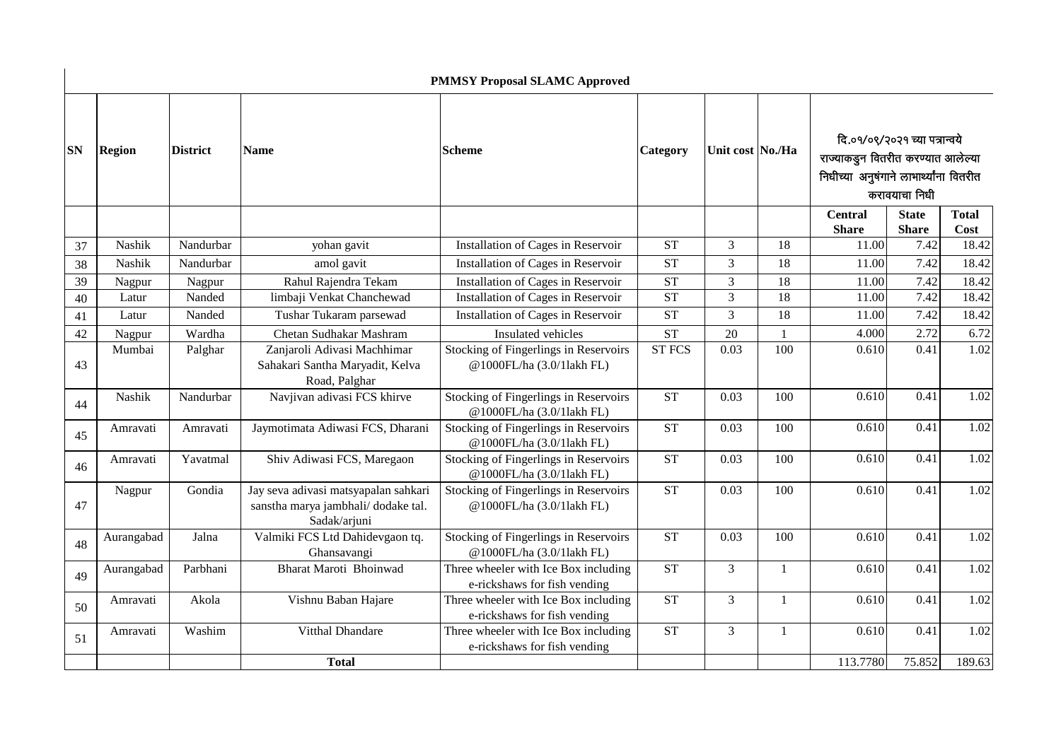| | | | | | | | | | | |
|---|---|---|---|---|---|---|---|---|---|---|
| **PMMSY Proposal SLAMC Approved** | | | | | | | | | | |
| **SN** | **Region** | **District** | **Name** | **Scheme** | **Category** | **Unit cost** | **No./Ha** | दि.०१/०९/२०२१ च्या पत्रान्वये राज्याकडुन वितरीत करण्यात आलेल्या निधीच्या अनुषंगाने लाभार्थ्यांना वितरीत करावयाचा निधी | | |
| | | | | | | | | **Central Share** | **State Share** | **Total Cost** |
| 37 | Nashik | Nandurbar | yohan gavit | Installation of Cages in Reservoir | ST | 3 | 18 | 11.00 | 7.42 | 18.42 |
| 38 | Nashik | Nandurbar | amol gavit | Installation of Cages in Reservoir | ST | 3 | 18 | 11.00 | 7.42 | 18.42 |
| 39 | Nagpur | Nagpur | Rahul Rajendra Tekam | Installation of Cages in Reservoir | ST | 3 | 18 | 11.00 | 7.42 | 18.42 |
| 40 | Latur | Nanded | limbaji Venkat Chanchewad | Installation of Cages in Reservoir | ST | 3 | 18 | 11.00 | 7.42 | 18.42 |
| 41 | Latur | Nanded | Tushar Tukaram parsewad | Installation of Cages in Reservoir | ST | 3 | 18 | 11.00 | 7.42 | 18.42 |
| 42 | Nagpur | Wardha | Chetan Sudhakar Mashram | Insulated vehicles | ST | 20 | 1 | 4.000 | 2.72 | 6.72 |
| 43 | Mumbai | Palghar | Zanjaroli Adivasi Machhimar Sahakari Santha Maryadit, Kelva Road, Palghar | Stocking of Fingerlings in Reservoirs @1000FL/ha (3.0/1lakh FL) | ST FCS | 0.03 | 100 | 0.610 | 0.41 | 1.02 |
| 44 | Nashik | Nandurbar | Navjivan adivasi FCS khirve | Stocking of Fingerlings in Reservoirs @1000FL/ha (3.0/1lakh FL) | ST | 0.03 | 100 | 0.610 | 0.41 | 1.02 |
| 45 | Amravati | Amravati | Jaymotimata Adiwasi FCS, Dharani | Stocking of Fingerlings in Reservoirs @1000FL/ha (3.0/1lakh FL) | ST | 0.03 | 100 | 0.610 | 0.41 | 1.02 |
| 46 | Amravati | Yavatmal | Shiv Adiwasi FCS, Maregaon | Stocking of Fingerlings in Reservoirs @1000FL/ha (3.0/1lakh FL) | ST | 0.03 | 100 | 0.610 | 0.41 | 1.02 |
| 47 | Nagpur | Gondia | Jay seva adivasi matsyapalan sahkari sanstha marya jambhali/ dodake tal. Sadak/arjuni | Stocking of Fingerlings in Reservoirs @1000FL/ha (3.0/1lakh FL) | ST | 0.03 | 100 | 0.610 | 0.41 | 1.02 |
| 48 | Aurangabad | Jalna | Valmiki FCS Ltd Dahidevgaon tq. Ghansavangi | Stocking of Fingerlings in Reservoirs @1000FL/ha (3.0/1lakh FL) | ST | 0.03 | 100 | 0.610 | 0.41 | 1.02 |
| 49 | Aurangabad | Parbhani | Bharat Maroti Bhoinwad | Three wheeler with Ice Box including e-rickshaws for fish vending | ST | 3 | 1 | 0.610 | 0.41 | 1.02 |
| 50 | Amravati | Akola | Vishnu Baban Hajare | Three wheeler with Ice Box including e-rickshaws for fish vending | ST | 3 | 1 | 0.610 | 0.41 | 1.02 |
| 51 | Amravati | Washim | Vitthal Dhandare | Three wheeler with Ice Box including e-rickshaws for fish vending | ST | 3 | 1 | 0.610 | 0.41 | 1.02 |
| | | | **Total** | | | | | 113.7780 | 75.852 | 189.63 |